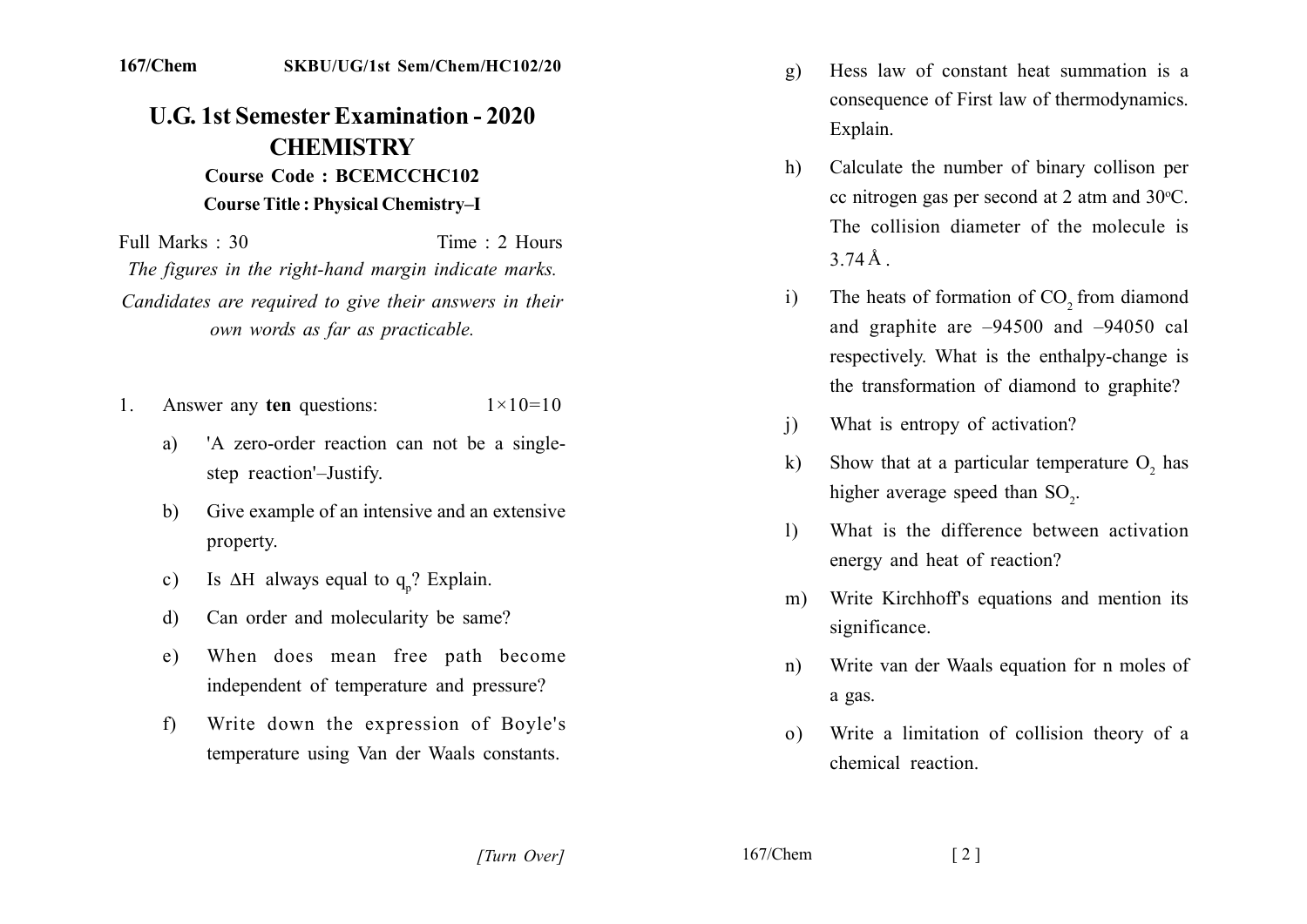167/Chem SKBU/UG/1st Sem/Chem/HC102/20

# U.G. 1st Semester Examination - 2020
# CHEMISTRY

**Course Code : BCEMCCHC102**

**Course Title : Physical Chemistry–I**

Full Marks : 30 Time : 2 Hours

*The figures in the right-hand margin indicate marks.*

*Candidates are required to give their answers in their own words as far as practicable.*

1. Answer any **ten** questions: $1\times10=10$

   a) 'A zero-order reaction can not be a single-step reaction'–Justify.

   b) Give example of an intensive and an extensive property.

   c) Is $\Delta H$ always equal to $q_p$? Explain.

   d) Can order and molecularity be same?

   e) When does mean free path become independent of temperature and pressure?

   f) Write down the expression of Boyle's temperature using Van der Waals constants.

   g) Hess law of constant heat summation is a consequence of First law of thermodynamics. Explain.

   h) Calculate the number of binary collison per cc nitrogen gas per second at 2 atm and 30°C. The collision diameter of the molecule is $3.74\,\text{Å}$.

   i) The heats of formation of $CO_2$ from diamond and graphite are –94500 and –94050 cal respectively. What is the enthalpy-change is the transformation of diamond to graphite?

   j) What is entropy of activation?

   k) Show that at a particular temperature $O_2$ has higher average speed than $SO_2$.

   l) What is the difference between activation energy and heat of reaction?

   m) Write Kirchhoff's equations and mention its significance.

   n) Write van der Waals equation for n moles of a gas.

   o) Write a limitation of collision theory of a chemical reaction.

[Turn Over]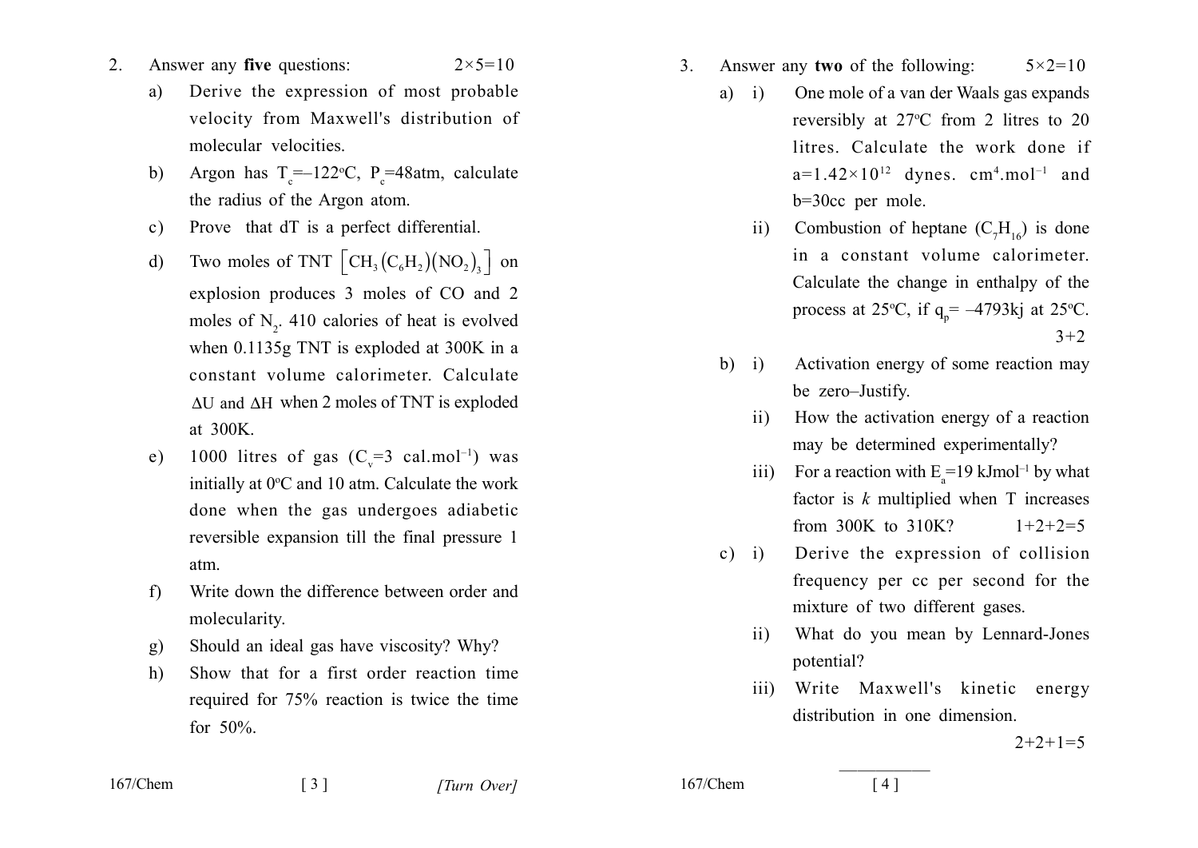2. Answer any **five** questions: $2\times5=10$

   a) Derive the expression of most probable velocity from Maxwell's distribution of molecular velocities.

   b) Argon has $T_c=-122^{o}C$, $P_c=48atm$, calculate the radius of the Argon atom.

   c) Prove that dT is a perfect differential.

   d) Two moles of TNT $\left[CH_3\left(C_6H_2\right)\left(NO_2\right)_3\right]$ on explosion produces 3 moles of CO and 2 moles of $N_2$. 410 calories of heat is evolved when 0.1135g TNT is exploded at 300K in a constant volume calorimeter. Calculate $\Delta U$ and $\Delta H$ when 2 moles of TNT is exploded at 300K.

   e) 1000 litres of gas ($C_v=3$ cal.mol$^{-1}$) was initially at $0^{o}C$ and 10 atm. Calculate the work done when the gas undergoes adiabetic reversible expansion till the final pressure 1 atm.

   f) Write down the difference between order and molecularity.

   g) Should an ideal gas have viscosity? Why?

   h) Show that for a first order reaction time required for 75% reaction is twice the time for 50%.

3. Answer any **two** of the following: $5\times2=10$

   a) i) One mole of a van der Waals gas expands reversibly at $27^{o}C$ from 2 litres to 20 litres. Calculate the work done if $a=1.42\times10^{12}$ dynes. cm$^4$.mol$^{-1}$ and b=30cc per mole.

   ii) Combustion of heptane ($C_7H_{16}$) is done in a constant volume calorimeter. Calculate the change in enthalpy of the process at $25^{o}C$, if $q_p=-4793$kj at $25^{o}C$. $3+2$

   b) i) Activation energy of some reaction may be zero–Justify.

   ii) How the activation energy of a reaction may be determined experimentally?

   iii) For a reaction with $E_a=19$ kJmol$^{-1}$ by what factor is $k$ multiplied when T increases from 300K to 310K? $1+2+2=5$

   c) i) Derive the expression of collision frequency per cc per second for the mixture of two different gases.

   ii) What do you mean by Lennard-Jones potential?

   iii) Write Maxwell's kinetic energy distribution in one dimension. $2+2+1=5$